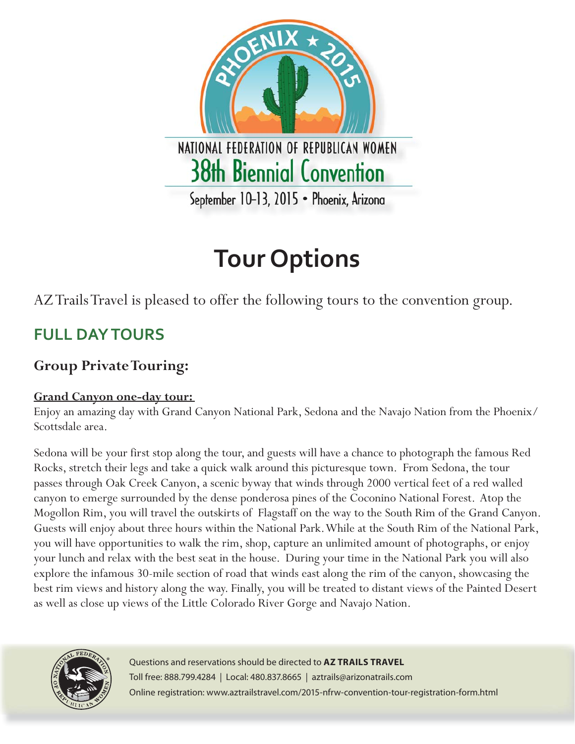PHOENIX ★ 2015

NATIONAL FEDERATION OF REPUBLICAN WOMEN

38th Biennial Convention

September 10-13, 2015 • Phoenix, Arizona

# Tour Options

AZ Trails Travel is pleased to offer the following tours to the convention group.

## FULL DAY TOURS

### Group Private Touring:

**Grand Canyon one-day tour:**

Enjoy an amazing day with Grand Canyon National Park, Sedona and the Navajo Nation from the Phoenix/Scottsdale area.

Sedona will be your first stop along the tour, and guests will have a chance to photograph the famous Red Rocks, stretch their legs and take a quick walk around this picturesque town. From Sedona, the tour passes through Oak Creek Canyon, a scenic byway that winds through 2000 vertical feet of a red walled canyon to emerge surrounded by the dense ponderosa pines of the Coconino National Forest. Atop the Mogollon Rim, you will travel the outskirts of Flagstaff on the way to the South Rim of the Grand Canyon. Guests will enjoy about three hours within the National Park. While at the South Rim of the National Park, you will have opportunities to walk the rim, shop, capture an unlimited amount of photographs, or enjoy your lunch and relax with the best seat in the house. During your time in the National Park you will also explore the infamous 30-mile section of road that winds east along the rim of the canyon, showcasing the best rim views and history along the way. Finally, you will be treated to distant views of the Painted Desert as well as close up views of the Little Colorado River Gorge and Navajo Nation.

Questions and reservations should be directed to **AZ TRAILS TRAVEL**

Toll free: 888.799.4284 | Local: 480.837.8665 | aztrails@arizonatrails.com

Online registration: www.aztrailstravel.com/2015-nfrw-convention-tour-registration-form.html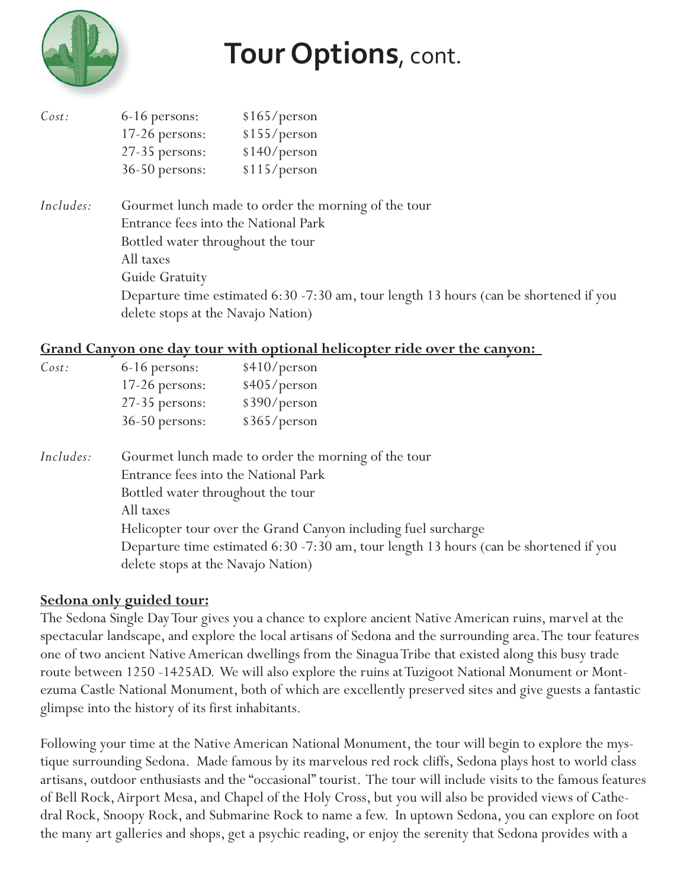# **Tour Options**, cont.

| | | |
|---|---|---|
| *Cost:* | 6-16 persons: | $165/person |
| | 17-26 persons: | $155/person |
| | 27-35 persons: | $140/person |
| | 36-50 persons: | $115/person |

*Includes:*
- Gourmet lunch made to order the morning of the tour
- Entrance fees into the National Park
- Bottled water throughout the tour
- All taxes
- Guide Gratuity
- Departure time estimated 6:30 -7:30 am, tour length 13 hours (can be shortened if you delete stops at the Navajo Nation)

**Grand Canyon one day tour with optional helicopter ride over the canyon:**

| | | |
|---|---|---|
| *Cost:* | 6-16 persons: | $410/person |
| | 17-26 persons: | $405/person |
| | 27-35 persons: | $390/person |
| | 36-50 persons: | $365/person |

*Includes:*
- Gourmet lunch made to order the morning of the tour
- Entrance fees into the National Park
- Bottled water throughout the tour
- All taxes
- Helicopter tour over the Grand Canyon including fuel surcharge
- Departure time estimated 6:30 -7:30 am, tour length 13 hours (can be shortened if you delete stops at the Navajo Nation)

**Sedona only guided tour:**

The Sedona Single Day Tour gives you a chance to explore ancient Native American ruins, marvel at the spectacular landscape, and explore the local artisans of Sedona and the surrounding area. The tour features one of two ancient Native American dwellings from the Sinagua Tribe that existed along this busy trade route between 1250 -1425AD. We will also explore the ruins at Tuzigoot National Monument or Montezuma Castle National Monument, both of which are excellently preserved sites and give guests a fantastic glimpse into the history of its first inhabitants.

Following your time at the Native American National Monument, the tour will begin to explore the mystique surrounding Sedona. Made famous by its marvelous red rock cliffs, Sedona plays host to world class artisans, outdoor enthusiasts and the "occasional" tourist. The tour will include visits to the famous features of Bell Rock, Airport Mesa, and Chapel of the Holy Cross, but you will also be provided views of Cathedral Rock, Snoopy Rock, and Submarine Rock to name a few. In uptown Sedona, you can explore on foot the many art galleries and shops, get a psychic reading, or enjoy the serenity that Sedona provides with a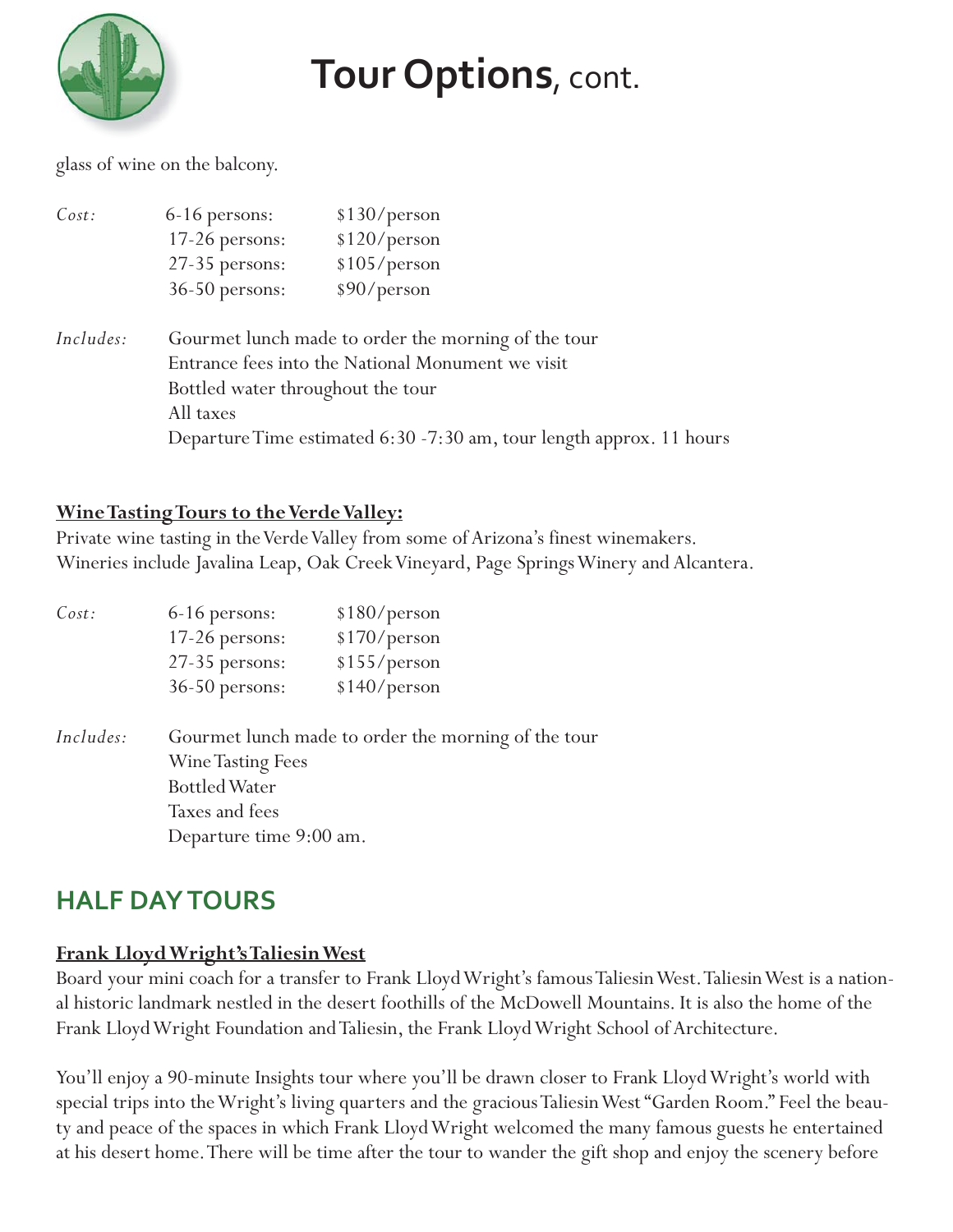# **Tour Options**, cont.

glass of wine on the balcony.

| *Cost:* | 6-16 persons: | $130/person |
|---|---|---|
| | 17-26 persons: | $120/person |
| | 27-35 persons: | $105/person |
| | 36-50 persons: | $90/person |

*Includes:* Gourmet lunch made to order the morning of the tour
Entrance fees into the National Monument we visit
Bottled water throughout the tour
All taxes
Departure Time estimated 6:30 -7:30 am, tour length approx. 11 hours

**Wine Tasting Tours to the Verde Valley:**

Private wine tasting in the Verde Valley from some of Arizona's finest winemakers.
Wineries include Javalina Leap, Oak Creek Vineyard, Page Springs Winery and Alcantera.

| *Cost:* | 6-16 persons: | $180/person |
|---|---|---|
| | 17-26 persons: | $170/person |
| | 27-35 persons: | $155/person |
| | 36-50 persons: | $140/person |

*Includes:* Gourmet lunch made to order the morning of the tour
Wine Tasting Fees
Bottled Water
Taxes and fees
Departure time 9:00 am.

## HALF DAY TOURS

**Frank Lloyd Wright's Taliesin West**

Board your mini coach for a transfer to Frank Lloyd Wright's famous Taliesin West. Taliesin West is a national historic landmark nestled in the desert foothills of the McDowell Mountains. It is also the home of the Frank Lloyd Wright Foundation and Taliesin, the Frank Lloyd Wright School of Architecture.

You'll enjoy a 90-minute Insights tour where you'll be drawn closer to Frank Lloyd Wright's world with special trips into the Wright's living quarters and the gracious Taliesin West "Garden Room." Feel the beauty and peace of the spaces in which Frank Lloyd Wright welcomed the many famous guests he entertained at his desert home. There will be time after the tour to wander the gift shop and enjoy the scenery before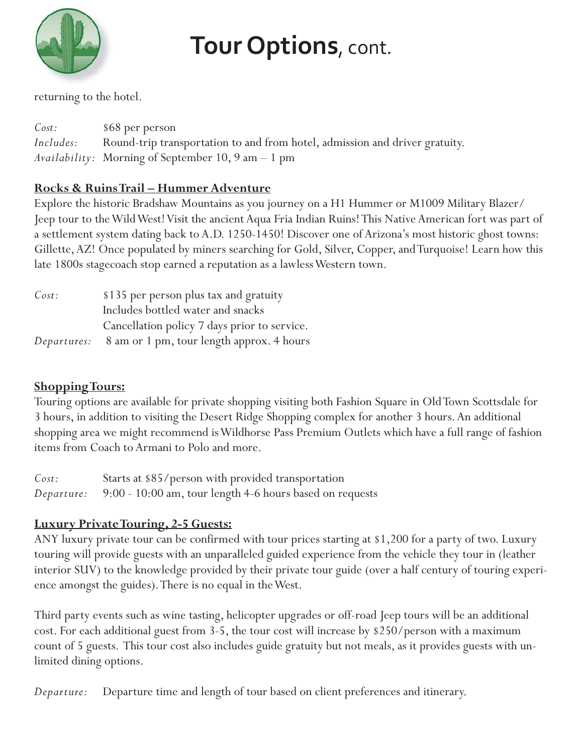# **Tour Options**, cont.

returning to the hotel.

*Cost:* $68 per person
*Includes:* Round-trip transportation to and from hotel, admission and driver gratuity.
*Availability:* Morning of September 10, 9 am – 1 pm

**Rocks & Ruins Trail – Hummer Adventure**

Explore the historic Bradshaw Mountains as you journey on a H1 Hummer or M1009 Military Blazer/Jeep tour to the Wild West! Visit the ancient Aqua Fria Indian Ruins! This Native American fort was part of a settlement system dating back to A.D. 1250-1450! Discover one of Arizona's most historic ghost towns: Gillette, AZ! Once populated by miners searching for Gold, Silver, Copper, and Turquoise! Learn how this late 1800s stagecoach stop earned a reputation as a lawless Western town.

*Cost:* $135 per person plus tax and gratuity
Includes bottled water and snacks
Cancellation policy 7 days prior to service.
*Departures:* 8 am or 1 pm, tour length approx. 4 hours

**Shopping Tours:**

Touring options are available for private shopping visiting both Fashion Square in Old Town Scottsdale for 3 hours, in addition to visiting the Desert Ridge Shopping complex for another 3 hours. An additional shopping area we might recommend is Wildhorse Pass Premium Outlets which have a full range of fashion items from Coach to Armani to Polo and more.

*Cost:* Starts at $85/person with provided transportation
*Departure:* 9:00 - 10:00 am, tour length 4-6 hours based on requests

**Luxury Private Touring, 2-5 Guests:**

ANY luxury private tour can be confirmed with tour prices starting at $1,200 for a party of two. Luxury touring will provide guests with an unparalleled guided experience from the vehicle they tour in (leather interior SUV) to the knowledge provided by their private tour guide (over a half century of touring experience amongst the guides). There is no equal in the West.

Third party events such as wine tasting, helicopter upgrades or off-road Jeep tours will be an additional cost. For each additional guest from 3-5, the tour cost will increase by $250/person with a maximum count of 5 guests. This tour cost also includes guide gratuity but not meals, as it provides guests with unlimited dining options.

*Departure:* Departure time and length of tour based on client preferences and itinerary.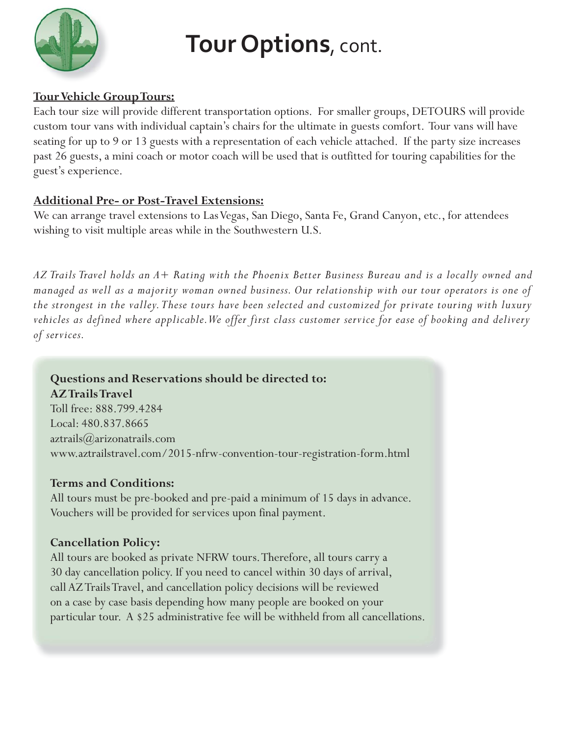# **Tour Options**, cont.

**Tour Vehicle Group Tours:**

Each tour size will provide different transportation options. For smaller groups, DETOURS will provide custom tour vans with individual captain's chairs for the ultimate in guests comfort. Tour vans will have seating for up to 9 or 13 guests with a representation of each vehicle attached. If the party size increases past 26 guests, a mini coach or motor coach will be used that is outfitted for touring capabilities for the guest's experience.

**Additional Pre- or Post-Travel Extensions:**

We can arrange travel extensions to Las Vegas, San Diego, Santa Fe, Grand Canyon, etc., for attendees wishing to visit multiple areas while in the Southwestern U.S.

*AZ Trails Travel holds an A+ Rating with the Phoenix Better Business Bureau and is a locally owned and managed as well as a majority woman owned business. Our relationship with our tour operators is one of the strongest in the valley. These tours have been selected and customized for private touring with luxury vehicles as defined where applicable. We offer first class customer service for ease of booking and delivery of services.*

**Questions and Reservations should be directed to:**
**AZ Trails Travel**
Toll free: 888.799.4284
Local: 480.837.8665
aztrails@arizonatrails.com
www.aztrailstravel.com/2015-nfrw-convention-tour-registration-form.html

**Terms and Conditions:**
All tours must be pre-booked and pre-paid a minimum of 15 days in advance. Vouchers will be provided for services upon final payment.

**Cancellation Policy:**
All tours are booked as private NFRW tours. Therefore, all tours carry a 30 day cancellation policy. If you need to cancel within 30 days of arrival, call AZ Trails Travel, and cancellation policy decisions will be reviewed on a case by case basis depending how many people are booked on your particular tour. A $25 administrative fee will be withheld from all cancellations.